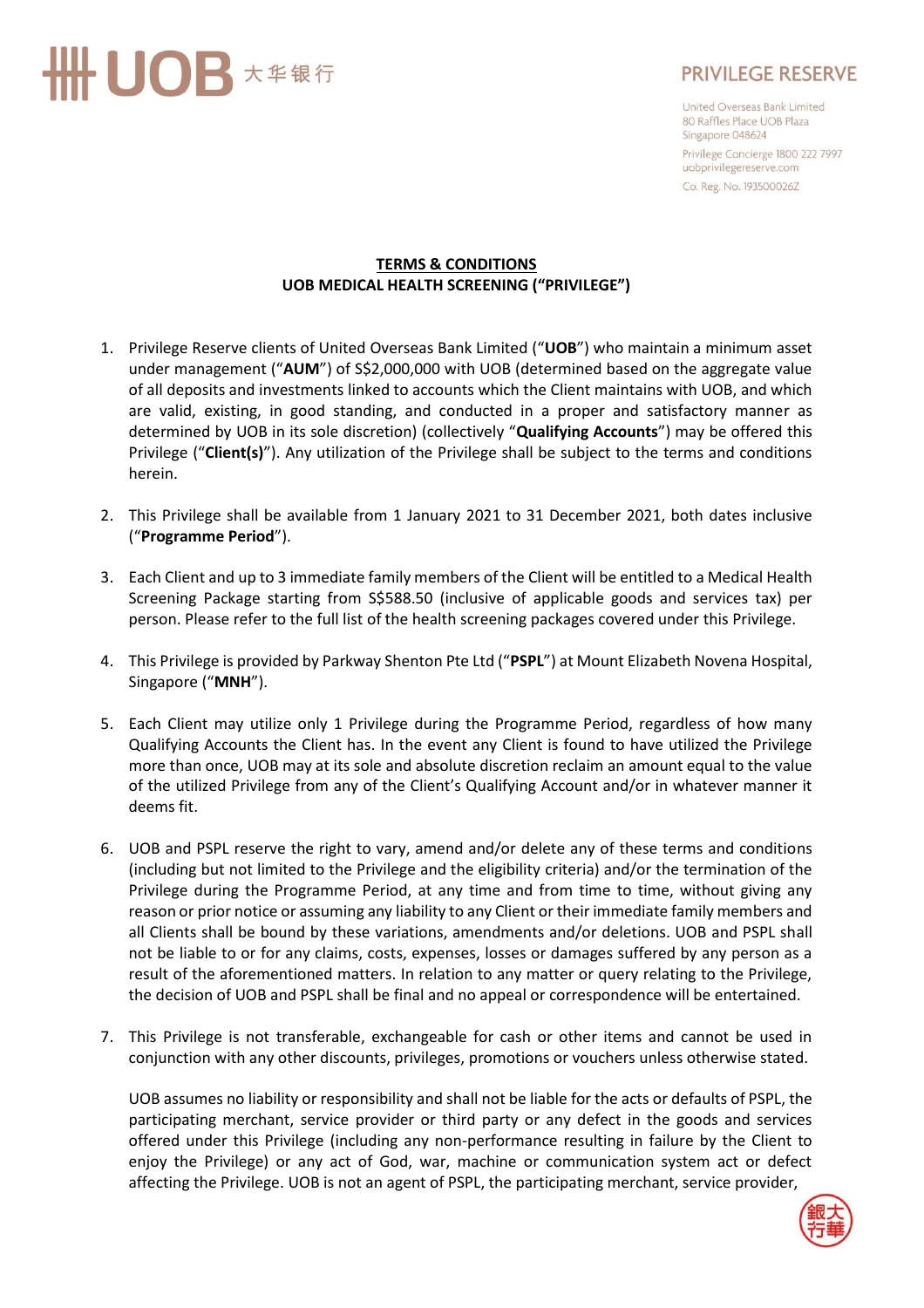PRIVILEGE RESERVE

United Overseas Bank Limited
80 Raffles Place UOB Plaza
Singapore 048624
Privilege Concierge 1800 222 7997
uobprivilegereserve.com
Co. Reg. No. 193500026Z

**TERMS & CONDITIONS**
**UOB MEDICAL HEALTH SCREENING ("PRIVILEGE")**

1. Privilege Reserve clients of United Overseas Bank Limited ("**UOB**") who maintain a minimum asset under management ("**AUM**") of S$2,000,000 with UOB (determined based on the aggregate value of all deposits and investments linked to accounts which the Client maintains with UOB, and which are valid, existing, in good standing, and conducted in a proper and satisfactory manner as determined by UOB in its sole discretion) (collectively "**Qualifying Accounts**") may be offered this Privilege ("**Client(s)**"). Any utilization of the Privilege shall be subject to the terms and conditions herein.

2. This Privilege shall be available from 1 January 2021 to 31 December 2021, both dates inclusive ("**Programme Period**").

3. Each Client and up to 3 immediate family members of the Client will be entitled to a Medical Health Screening Package starting from S$588.50 (inclusive of applicable goods and services tax) per person. Please refer to the full list of the health screening packages covered under this Privilege.

4. This Privilege is provided by Parkway Shenton Pte Ltd ("**PSPL**") at Mount Elizabeth Novena Hospital, Singapore ("**MNH**").

5. Each Client may utilize only 1 Privilege during the Programme Period, regardless of how many Qualifying Accounts the Client has. In the event any Client is found to have utilized the Privilege more than once, UOB may at its sole and absolute discretion reclaim an amount equal to the value of the utilized Privilege from any of the Client's Qualifying Account and/or in whatever manner it deems fit.

6. UOB and PSPL reserve the right to vary, amend and/or delete any of these terms and conditions (including but not limited to the Privilege and the eligibility criteria) and/or the termination of the Privilege during the Programme Period, at any time and from time to time, without giving any reason or prior notice or assuming any liability to any Client or their immediate family members and all Clients shall be bound by these variations, amendments and/or deletions. UOB and PSPL shall not be liable to or for any claims, costs, expenses, losses or damages suffered by any person as a result of the aforementioned matters. In relation to any matter or query relating to the Privilege, the decision of UOB and PSPL shall be final and no appeal or correspondence will be entertained.

7. This Privilege is not transferable, exchangeable for cash or other items and cannot be used in conjunction with any other discounts, privileges, promotions or vouchers unless otherwise stated.

   UOB assumes no liability or responsibility and shall not be liable for the acts or defaults of PSPL, the participating merchant, service provider or third party or any defect in the goods and services offered under this Privilege (including any non-performance resulting in failure by the Client to enjoy the Privilege) or any act of God, war, machine or communication system act or defect affecting the Privilege. UOB is not an agent of PSPL, the participating merchant, service provider,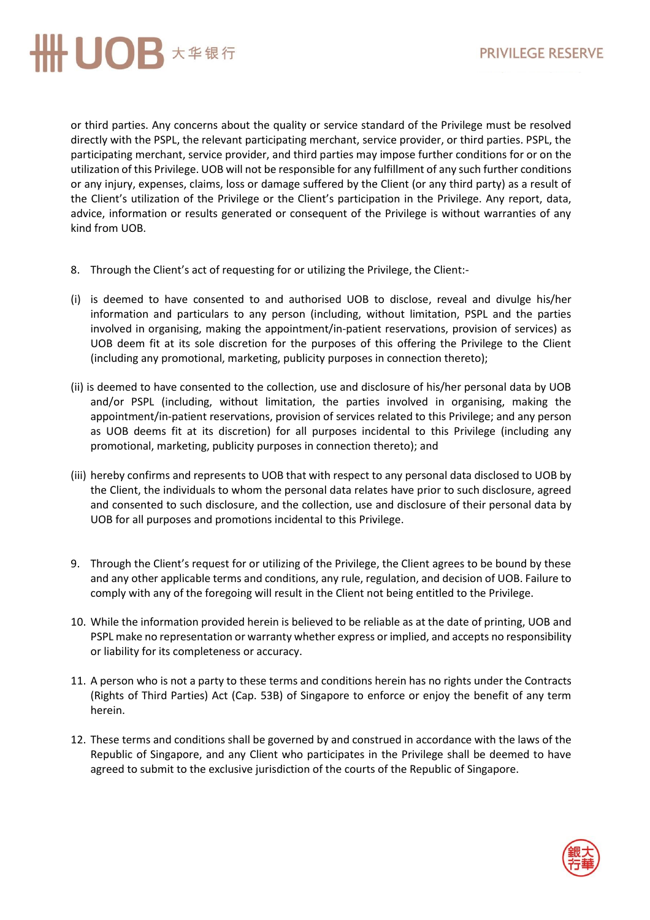or third parties. Any concerns about the quality or service standard of the Privilege must be resolved directly with the PSPL, the relevant participating merchant, service provider, or third parties. PSPL, the participating merchant, service provider, and third parties may impose further conditions for or on the utilization of this Privilege. UOB will not be responsible for any fulfillment of any such further conditions or any injury, expenses, claims, loss or damage suffered by the Client (or any third party) as a result of the Client's utilization of the Privilege or the Client's participation in the Privilege. Any report, data, advice, information or results generated or consequent of the Privilege is without warranties of any kind from UOB.

8. Through the Client's act of requesting for or utilizing the Privilege, the Client:-

(i) is deemed to have consented to and authorised UOB to disclose, reveal and divulge his/her information and particulars to any person (including, without limitation, PSPL and the parties involved in organising, making the appointment/in-patient reservations, provision of services) as UOB deem fit at its sole discretion for the purposes of this offering the Privilege to the Client (including any promotional, marketing, publicity purposes in connection thereto);

(ii) is deemed to have consented to the collection, use and disclosure of his/her personal data by UOB and/or PSPL (including, without limitation, the parties involved in organising, making the appointment/in-patient reservations, provision of services related to this Privilege; and any person as UOB deems fit at its discretion) for all purposes incidental to this Privilege (including any promotional, marketing, publicity purposes in connection thereto); and

(iii) hereby confirms and represents to UOB that with respect to any personal data disclosed to UOB by the Client, the individuals to whom the personal data relates have prior to such disclosure, agreed and consented to such disclosure, and the collection, use and disclosure of their personal data by UOB for all purposes and promotions incidental to this Privilege.

9. Through the Client's request for or utilizing of the Privilege, the Client agrees to be bound by these and any other applicable terms and conditions, any rule, regulation, and decision of UOB. Failure to comply with any of the foregoing will result in the Client not being entitled to the Privilege.

10. While the information provided herein is believed to be reliable as at the date of printing, UOB and PSPL make no representation or warranty whether express or implied, and accepts no responsibility or liability for its completeness or accuracy.

11. A person who is not a party to these terms and conditions herein has no rights under the Contracts (Rights of Third Parties) Act (Cap. 53B) of Singapore to enforce or enjoy the benefit of any term herein.

12. These terms and conditions shall be governed by and construed in accordance with the laws of the Republic of Singapore, and any Client who participates in the Privilege shall be deemed to have agreed to submit to the exclusive jurisdiction of the courts of the Republic of Singapore.